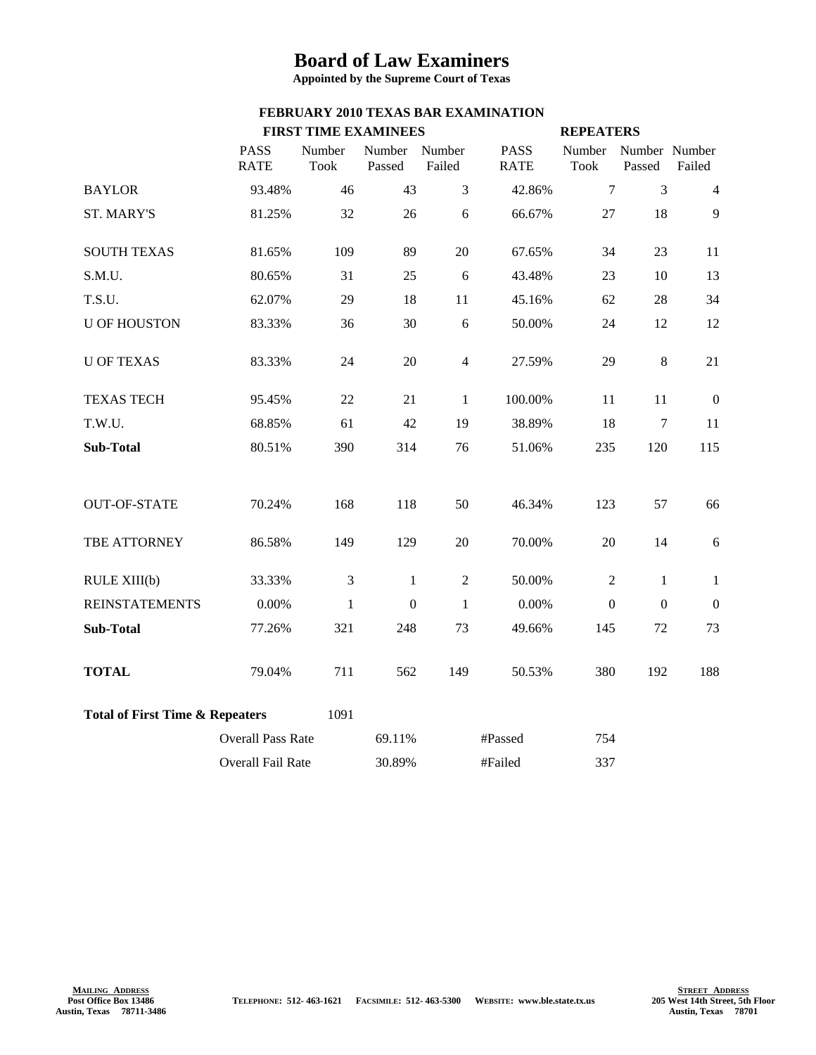# Board of Law Examiners

**Appointed by the Supreme Court of Texas**

## FEBRUARY 2010 TEXAS BAR EXAMINATION

| | FIRST TIME EXAMINEES | | | | REPEATERS | | | |
|---|---|---|---|---|---|---|---|---|
| | PASS RATE | Number Took | Number Passed | Number Failed | PASS RATE | Number Took | Number Passed | Number Failed |
| BAYLOR | 93.48% | 46 | 43 | 3 | 42.86% | 7 | 3 | 4 |
| ST. MARY'S | 81.25% | 32 | 26 | 6 | 66.67% | 27 | 18 | 9 |
| SOUTH TEXAS | 81.65% | 109 | 89 | 20 | 67.65% | 34 | 23 | 11 |
| S.M.U. | 80.65% | 31 | 25 | 6 | 43.48% | 23 | 10 | 13 |
| T.S.U. | 62.07% | 29 | 18 | 11 | 45.16% | 62 | 28 | 34 |
| U OF HOUSTON | 83.33% | 36 | 30 | 6 | 50.00% | 24 | 12 | 12 |
| U OF TEXAS | 83.33% | 24 | 20 | 4 | 27.59% | 29 | 8 | 21 |
| TEXAS TECH | 95.45% | 22 | 21 | 1 | 100.00% | 11 | 11 | 0 |
| T.W.U. | 68.85% | 61 | 42 | 19 | 38.89% | 18 | 7 | 11 |
| **Sub-Total** | 80.51% | 390 | 314 | 76 | 51.06% | 235 | 120 | 115 |
| OUT-OF-STATE | 70.24% | 168 | 118 | 50 | 46.34% | 123 | 57 | 66 |
| TBE ATTORNEY | 86.58% | 149 | 129 | 20 | 70.00% | 20 | 14 | 6 |
| RULE XIII(b) | 33.33% | 3 | 1 | 2 | 50.00% | 2 | 1 | 1 |
| REINSTATEMENTS | 0.00% | 1 | 0 | 1 | 0.00% | 0 | 0 | 0 |
| **Sub-Total** | 77.26% | 321 | 248 | 73 | 49.66% | 145 | 72 | 73 |
| **TOTAL** | 79.04% | 711 | 562 | 149 | 50.53% | 380 | 192 | 188 |

| **Total of First Time & Repeaters** | 1091 | | |
|---|---|---|---|
| Overall Pass Rate | 69.11% | #Passed | 754 |
| Overall Fail Rate | 30.89% | #Failed | 337 |

**MAILING ADDRESS**
Post Office Box 13486
Austin, Texas 78711-3486

TELEPHONE: 512- 463-1621 FACSIMILE: 512- 463-5300 WEBSITE: www.ble.state.tx.us

**STREET ADDRESS**
205 West 14th Street, 5th Floor
Austin, Texas 78701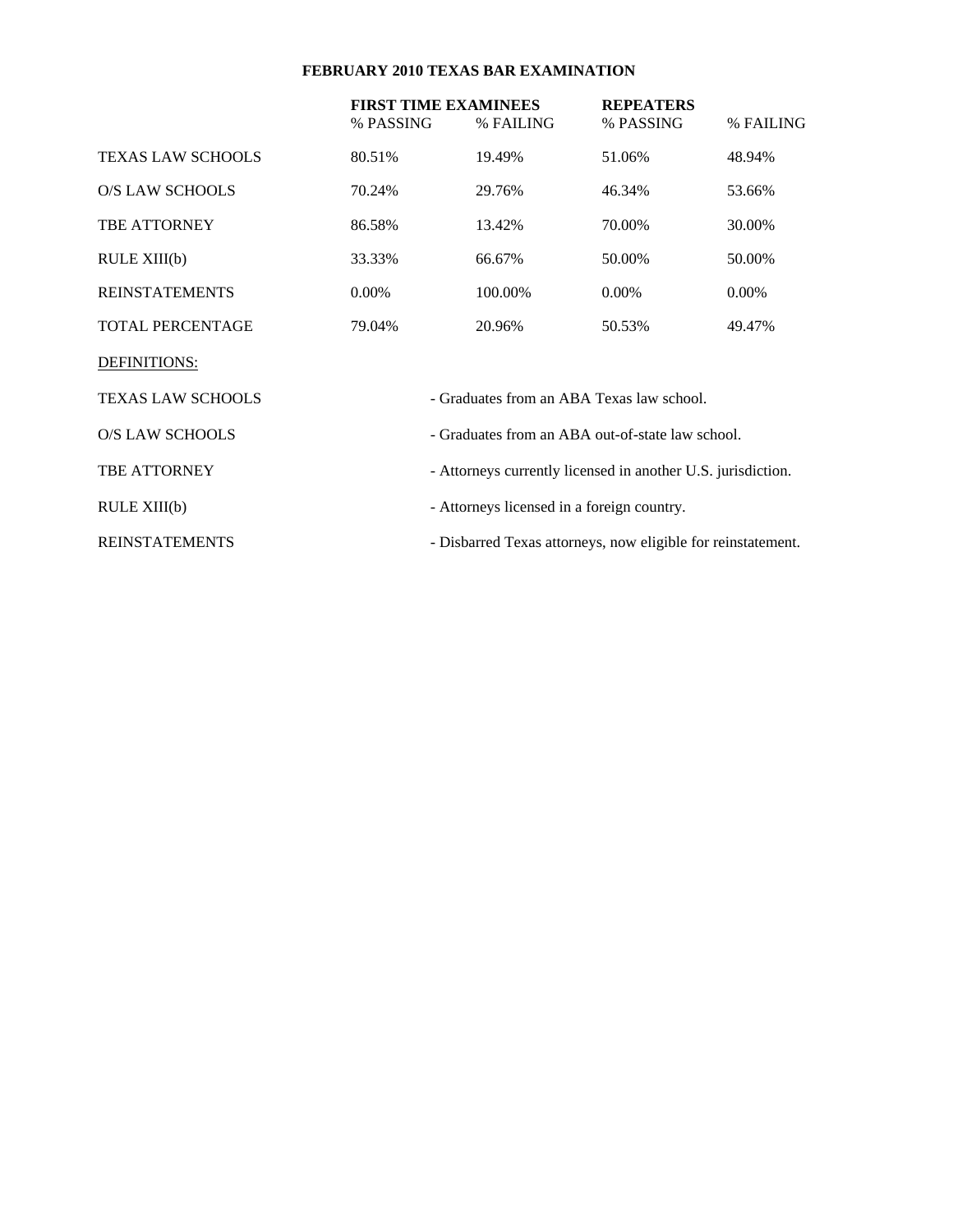**FEBRUARY 2010 TEXAS BAR EXAMINATION**

| | **FIRST TIME EXAMINEES** | | **REPEATERS** | |
|---|---|---|---|---|
| | % PASSING | % FAILING | % PASSING | % FAILING |
| TEXAS LAW SCHOOLS | 80.51% | 19.49% | 51.06% | 48.94% |
| O/S LAW SCHOOLS | 70.24% | 29.76% | 46.34% | 53.66% |
| TBE ATTORNEY | 86.58% | 13.42% | 70.00% | 30.00% |
| RULE XIII(b) | 33.33% | 66.67% | 50.00% | 50.00% |
| REINSTATEMENTS | 0.00% | 100.00% | 0.00% | 0.00% |
| TOTAL PERCENTAGE | 79.04% | 20.96% | 50.53% | 49.47% |

DEFINITIONS:

| | |
|---|---|
| TEXAS LAW SCHOOLS | - Graduates from an ABA Texas law school. |
| O/S LAW SCHOOLS | - Graduates from an ABA out-of-state law school. |
| TBE ATTORNEY | - Attorneys currently licensed in another U.S. jurisdiction. |
| RULE XIII(b) | - Attorneys licensed in a foreign country. |
| REINSTATEMENTS | - Disbarred Texas attorneys, now eligible for reinstatement. |